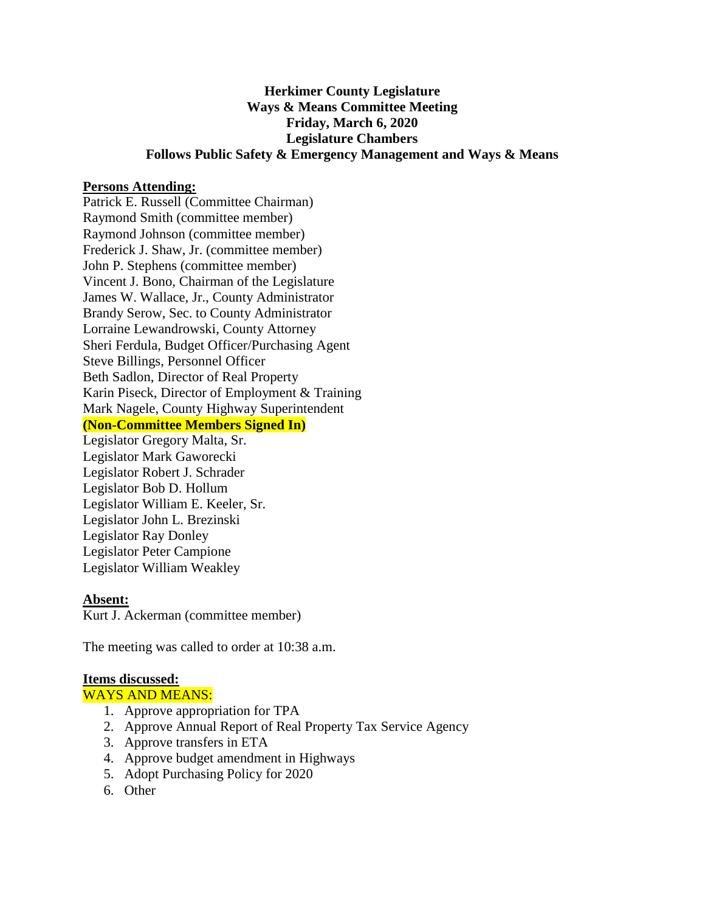**Herkimer County Legislature**
**Ways & Means Committee Meeting**
**Friday, March 6, 2020**
**Legislature Chambers**
**Follows Public Safety & Emergency Management and Ways & Means**

**Persons Attending:**

Patrick E. Russell (Committee Chairman)
Raymond Smith (committee member)
Raymond Johnson (committee member)
Frederick J. Shaw, Jr. (committee member)
John P. Stephens (committee member)
Vincent J. Bono, Chairman of the Legislature
James W. Wallace, Jr., County Administrator
Brandy Serow, Sec. to County Administrator
Lorraine Lewandrowski, County Attorney
Sheri Ferdula, Budget Officer/Purchasing Agent
Steve Billings, Personnel Officer
Beth Sadlon, Director of Real Property
Karin Piseck, Director of Employment & Training
Mark Nagele, County Highway Superintendent

**(Non-Committee Members Signed In)**

Legislator Gregory Malta, Sr.
Legislator Mark Gaworecki
Legislator Robert J. Schrader
Legislator Bob D. Hollum
Legislator William E. Keeler, Sr.
Legislator John L. Brezinski
Legislator Ray Donley
Legislator Peter Campione
Legislator William Weakley

**Absent:**

Kurt J. Ackerman (committee member)

The meeting was called to order at 10:38 a.m.

**Items discussed:**

WAYS AND MEANS:

1. Approve appropriation for TPA
2. Approve Annual Report of Real Property Tax Service Agency
3. Approve transfers in ETA
4. Approve budget amendment in Highways
5. Adopt Purchasing Policy for 2020
6. Other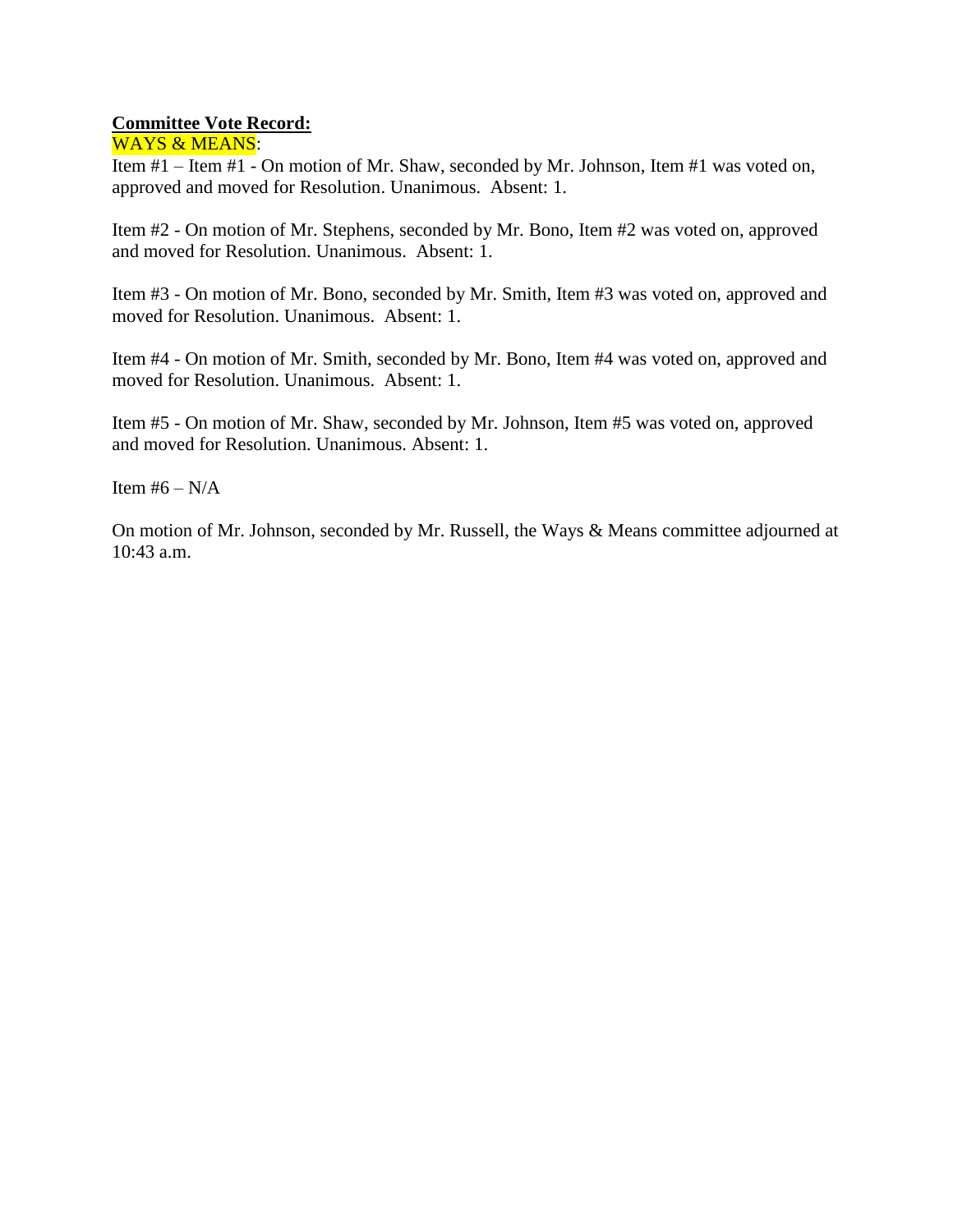**Committee Vote Record:**

WAYS & MEANS:

Item #1 – Item #1 - On motion of Mr. Shaw, seconded by Mr. Johnson, Item #1 was voted on, approved and moved for Resolution. Unanimous. Absent: 1.

Item #2 - On motion of Mr. Stephens, seconded by Mr. Bono, Item #2 was voted on, approved and moved for Resolution. Unanimous. Absent: 1.

Item #3 - On motion of Mr. Bono, seconded by Mr. Smith, Item #3 was voted on, approved and moved for Resolution. Unanimous. Absent: 1.

Item #4 - On motion of Mr. Smith, seconded by Mr. Bono, Item #4 was voted on, approved and moved for Resolution. Unanimous. Absent: 1.

Item #5 - On motion of Mr. Shaw, seconded by Mr. Johnson, Item #5 was voted on, approved and moved for Resolution. Unanimous. Absent: 1.

Item #6 – N/A

On motion of Mr. Johnson, seconded by Mr. Russell, the Ways & Means committee adjourned at 10:43 a.m.